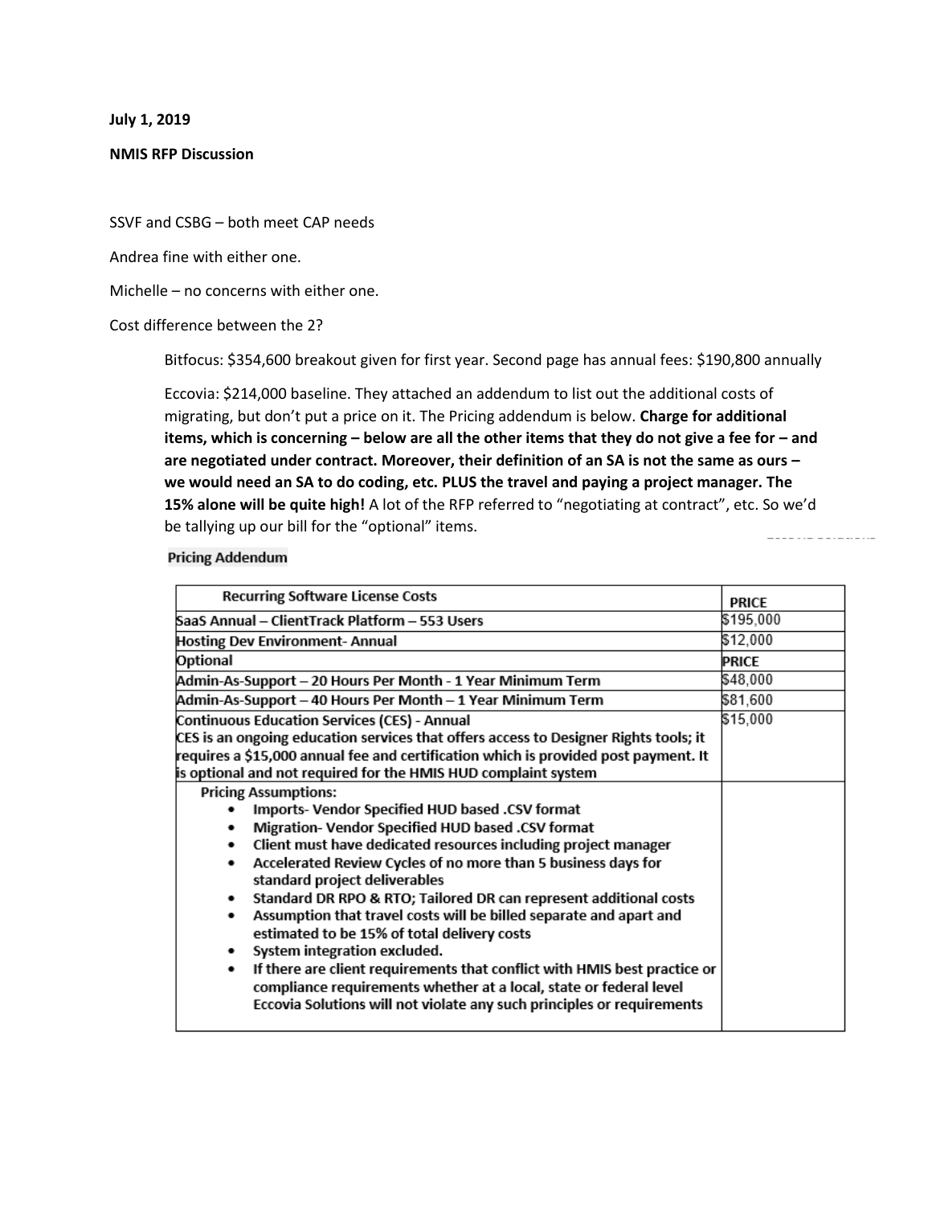**July 1, 2019**

**NMIS RFP Discussion**

SSVF and CSBG – both meet CAP needs

Andrea fine with either one.

Michelle – no concerns with either one.

Cost difference between the 2?

> Bitfocus: $354,600 breakout given for first year. Second page has annual fees: $190,800 annually
>
> Eccovia: $214,000 baseline. They attached an addendum to list out the additional costs of migrating, but don't put a price on it. The Pricing addendum is below. **Charge for additional items, which is concerning – below are all the other items that they do not give a fee for – and are negotiated under contract. Moreover, their definition of an SA is not the same as ours – we would need an SA to do coding, etc. PLUS the travel and paying a project manager. The 15% alone will be quite high!** A lot of the RFP referred to "negotiating at contract", etc. So we'd be tallying up our bill for the "optional" items.

**Pricing Addendum**

| Recurring Software License Costs | PRICE |
|---|---|
| SaaS Annual – ClientTrack Platform – 553 Users | $195,000 |
| Hosting Dev Environment- Annual | $12,000 |
| **Optional** | **PRICE** |
| Admin-As-Support – 20 Hours Per Month - 1 Year Minimum Term | $48,000 |
| Admin-As-Support – 40 Hours Per Month – 1 Year Minimum Term | $81,600 |
| Continuous Education Services (CES) - Annual<br>CES is an ongoing education services that offers access to Designer Rights tools; it requires a $15,000 annual fee and certification which is provided post payment. It is optional and not required for the HMIS HUD complaint system | $15,000 |
| Pricing Assumptions:<br>• Imports- Vendor Specified HUD based .CSV format<br>• Migration- Vendor Specified HUD based .CSV format<br>• Client must have dedicated resources including project manager<br>• Accelerated Review Cycles of no more than 5 business days for standard project deliverables<br>• Standard DR RPO & RTO; Tailored DR can represent additional costs<br>• Assumption that travel costs will be billed separate and apart and estimated to be 15% of total delivery costs<br>• System integration excluded.<br>• If there are client requirements that conflict with HMIS best practice or compliance requirements whether at a local, state or federal level Eccovia Solutions will not violate any such principles or requirements | |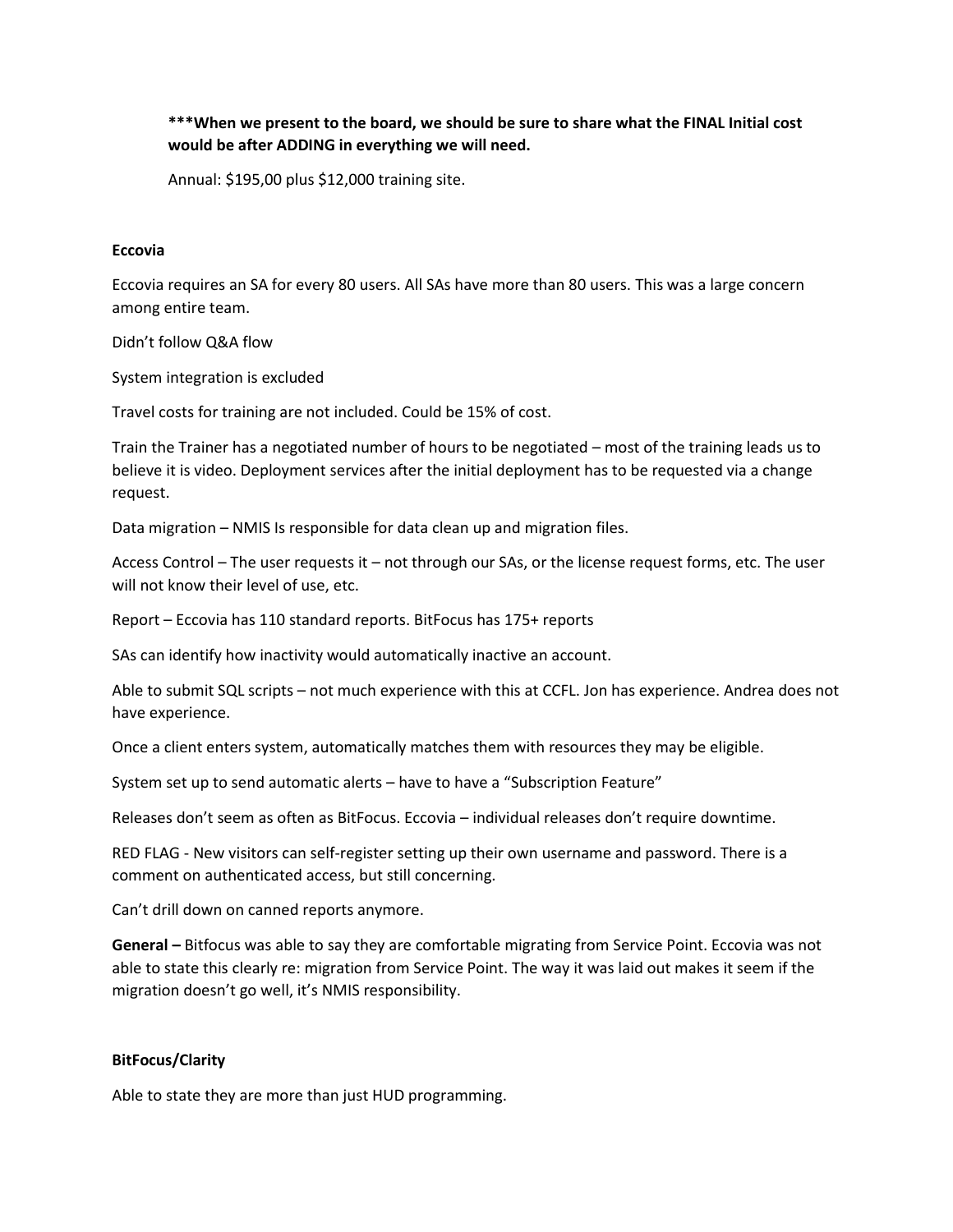**\*\*\*When we present to the board, we should be sure to share what the FINAL Initial cost would be after ADDING in everything we will need.**

Annual: $195,00 plus $12,000 training site.

**Eccovia**

Eccovia requires an SA for every 80 users. All SAs have more than 80 users. This was a large concern among entire team.

Didn't follow Q&A flow

System integration is excluded

Travel costs for training are not included. Could be 15% of cost.

Train the Trainer has a negotiated number of hours to be negotiated – most of the training leads us to believe it is video. Deployment services after the initial deployment has to be requested via a change request.

Data migration – NMIS Is responsible for data clean up and migration files.

Access Control – The user requests it – not through our SAs, or the license request forms, etc. The user will not know their level of use, etc.

Report – Eccovia has 110 standard reports. BitFocus has 175+ reports

SAs can identify how inactivity would automatically inactive an account.

Able to submit SQL scripts – not much experience with this at CCFL. Jon has experience. Andrea does not have experience.

Once a client enters system, automatically matches them with resources they may be eligible.

System set up to send automatic alerts – have to have a "Subscription Feature"

Releases don't seem as often as BitFocus. Eccovia – individual releases don't require downtime.

RED FLAG - New visitors can self-register setting up their own username and password. There is a comment on authenticated access, but still concerning.

Can't drill down on canned reports anymore.

**General –** Bitfocus was able to say they are comfortable migrating from Service Point. Eccovia was not able to state this clearly re: migration from Service Point. The way it was laid out makes it seem if the migration doesn't go well, it's NMIS responsibility.

**BitFocus/Clarity**

Able to state they are more than just HUD programming.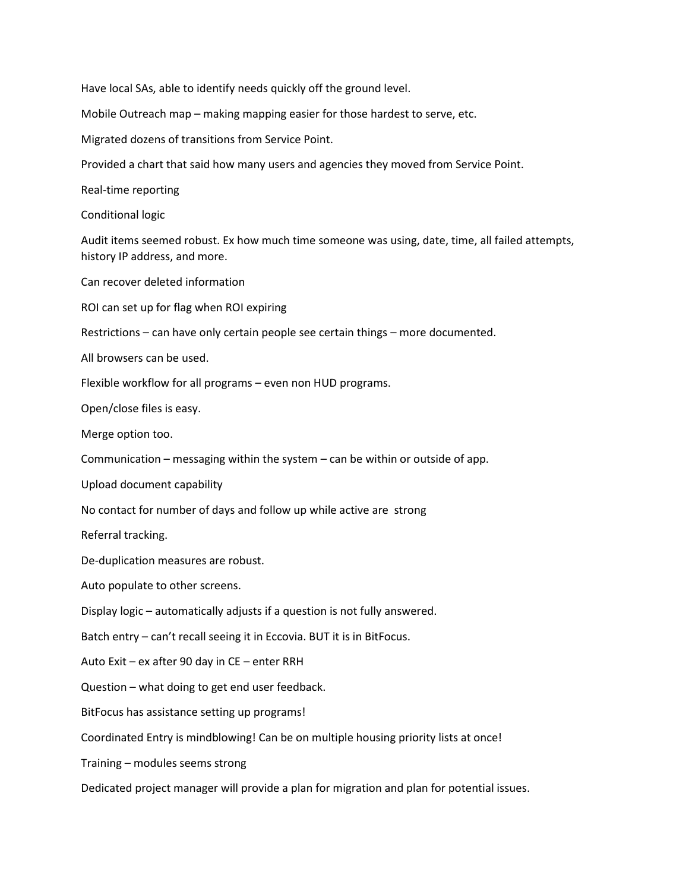Have local SAs, able to identify needs quickly off the ground level.

Mobile Outreach map – making mapping easier for those hardest to serve, etc.

Migrated dozens of transitions from Service Point.

Provided a chart that said how many users and agencies they moved from Service Point.

Real-time reporting

Conditional logic

Audit items seemed robust. Ex how much time someone was using, date, time, all failed attempts, history IP address, and more.

Can recover deleted information

ROI can set up for flag when ROI expiring

Restrictions – can have only certain people see certain things – more documented.

All browsers can be used.

Flexible workflow for all programs – even non HUD programs.

Open/close files is easy.

Merge option too.

Communication – messaging within the system – can be within or outside of app.

Upload document capability

No contact for number of days and follow up while active are strong

Referral tracking.

De-duplication measures are robust.

Auto populate to other screens.

Display logic – automatically adjusts if a question is not fully answered.

Batch entry – can't recall seeing it in Eccovia. BUT it is in BitFocus.

Auto Exit – ex after 90 day in CE – enter RRH

Question – what doing to get end user feedback.

BitFocus has assistance setting up programs!

Coordinated Entry is mindblowing! Can be on multiple housing priority lists at once!

Training – modules seems strong

Dedicated project manager will provide a plan for migration and plan for potential issues.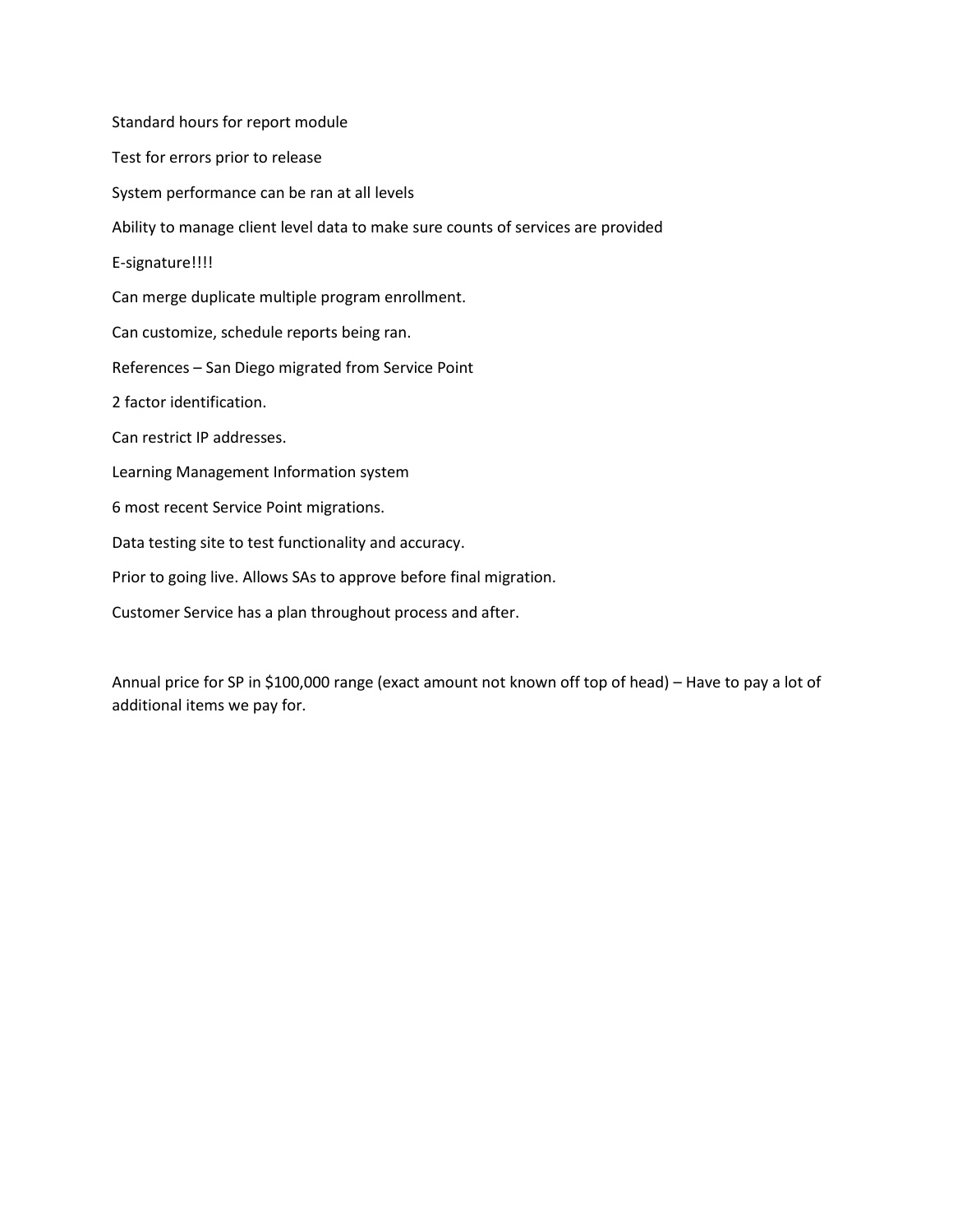Standard hours for report module

Test for errors prior to release

System performance can be ran at all levels

Ability to manage client level data to make sure counts of services are provided

E-signature!!!!

Can merge duplicate multiple program enrollment.

Can customize, schedule reports being ran.

References – San Diego migrated from Service Point

2 factor identification.

Can restrict IP addresses.

Learning Management Information system

6 most recent Service Point migrations.

Data testing site to test functionality and accuracy.

Prior to going live. Allows SAs to approve before final migration.

Customer Service has a plan throughout process and after.

Annual price for SP in $100,000 range (exact amount not known off top of head) – Have to pay a lot of additional items we pay for.